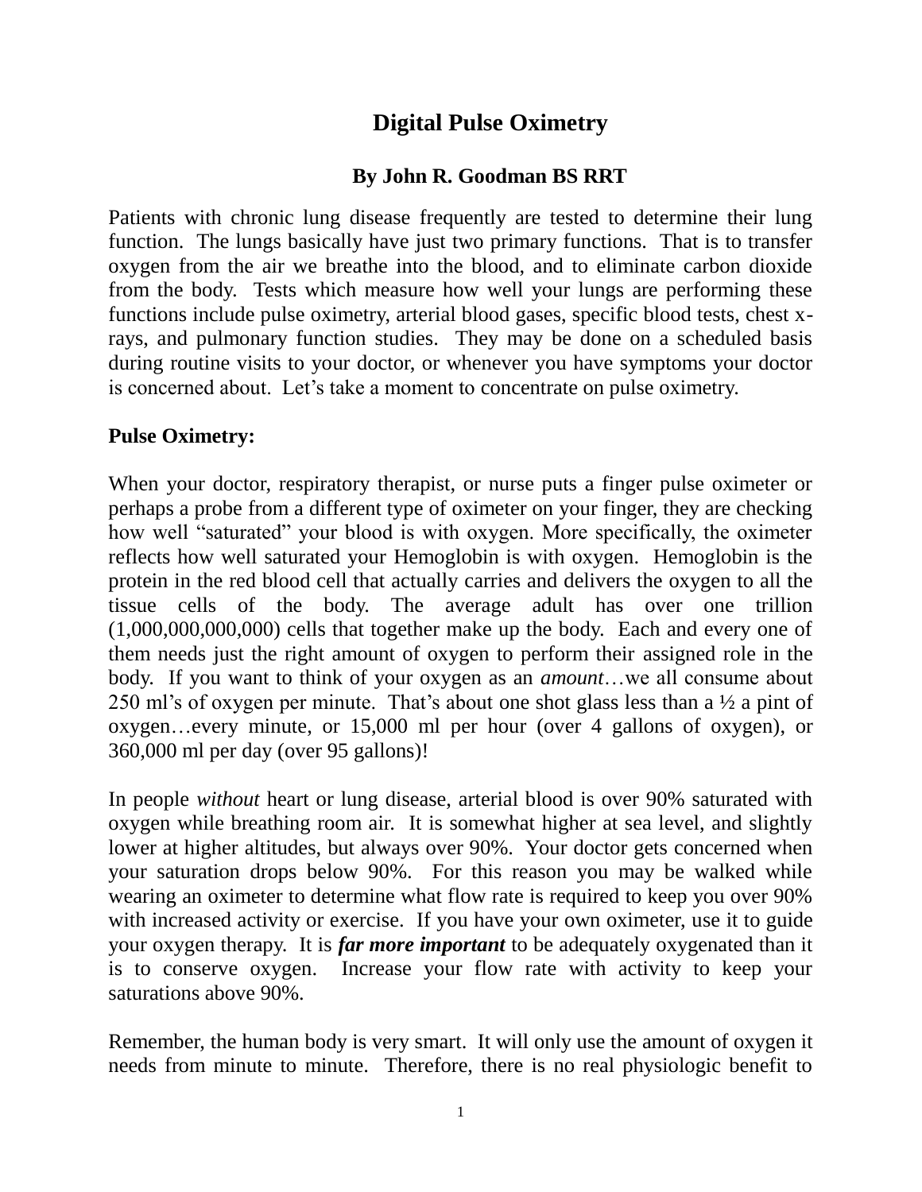# Digital Pulse Oximetry

**By John R. Goodman BS RRT**

Patients with chronic lung disease frequently are tested to determine their lung function. The lungs basically have just two primary functions. That is to transfer oxygen from the air we breathe into the blood, and to eliminate carbon dioxide from the body. Tests which measure how well your lungs are performing these functions include pulse oximetry, arterial blood gases, specific blood tests, chest x-rays, and pulmonary function studies. They may be done on a scheduled basis during routine visits to your doctor, or whenever you have symptoms your doctor is concerned about. Let's take a moment to concentrate on pulse oximetry.

**Pulse Oximetry:**

When your doctor, respiratory therapist, or nurse puts a finger pulse oximeter or perhaps a probe from a different type of oximeter on your finger, they are checking how well "saturated" your blood is with oxygen. More specifically, the oximeter reflects how well saturated your Hemoglobin is with oxygen. Hemoglobin is the protein in the red blood cell that actually carries and delivers the oxygen to all the tissue cells of the body. The average adult has over one trillion (1,000,000,000,000) cells that together make up the body. Each and every one of them needs just the right amount of oxygen to perform their assigned role in the body. If you want to think of your oxygen as an *amount*…we all consume about 250 ml's of oxygen per minute. That's about one shot glass less than a ½ a pint of oxygen…every minute, or 15,000 ml per hour (over 4 gallons of oxygen), or 360,000 ml per day (over 95 gallons)!

In people *without* heart or lung disease, arterial blood is over 90% saturated with oxygen while breathing room air. It is somewhat higher at sea level, and slightly lower at higher altitudes, but always over 90%. Your doctor gets concerned when your saturation drops below 90%. For this reason you may be walked while wearing an oximeter to determine what flow rate is required to keep you over 90% with increased activity or exercise. If you have your own oximeter, use it to guide your oxygen therapy. It is ***far more important*** to be adequately oxygenated than it is to conserve oxygen. Increase your flow rate with activity to keep your saturations above 90%.

Remember, the human body is very smart. It will only use the amount of oxygen it needs from minute to minute. Therefore, there is no real physiologic benefit to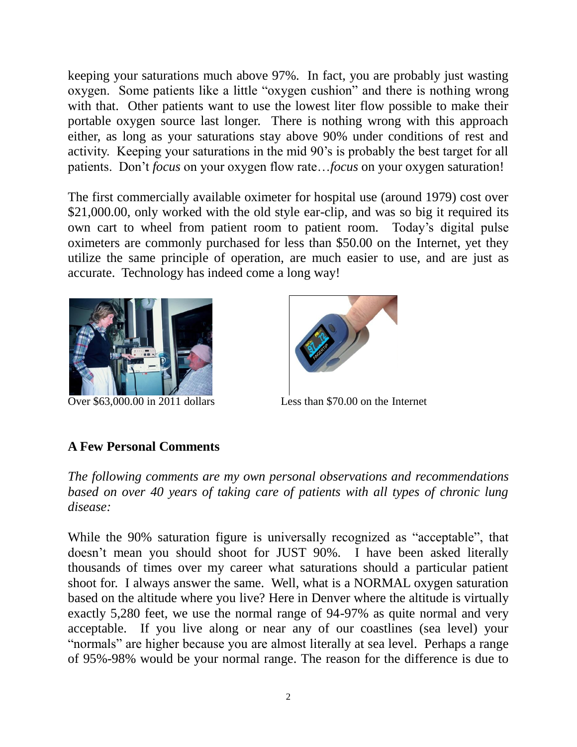keeping your saturations much above 97%. In fact, you are probably just wasting oxygen. Some patients like a little "oxygen cushion" and there is nothing wrong with that. Other patients want to use the lowest liter flow possible to make their portable oxygen source last longer. There is nothing wrong with this approach either, as long as your saturations stay above 90% under conditions of rest and activity. Keeping your saturations in the mid 90's is probably the best target for all patients. Don't *focus* on your oxygen flow rate…*focus* on your oxygen saturation!

The first commercially available oximeter for hospital use (around 1979) cost over $21,000.00, only worked with the old style ear-clip, and was so big it required its own cart to wheel from patient room to patient room. Today's digital pulse oximeters are commonly purchased for less than $50.00 on the Internet, yet they utilize the same principle of operation, are much easier to use, and are just as accurate. Technology has indeed come a long way!

Over $63,000.00 in 2011 dollars

Less than $70.00 on the Internet

**A Few Personal Comments**

*The following comments are my own personal observations and recommendations based on over 40 years of taking care of patients with all types of chronic lung disease:*

While the 90% saturation figure is universally recognized as "acceptable", that doesn't mean you should shoot for JUST 90%. I have been asked literally thousands of times over my career what saturations should a particular patient shoot for. I always answer the same. Well, what is a NORMAL oxygen saturation based on the altitude where you live? Here in Denver where the altitude is virtually exactly 5,280 feet, we use the normal range of 94-97% as quite normal and very acceptable. If you live along or near any of our coastlines (sea level) your "normals" are higher because you are almost literally at sea level. Perhaps a range of 95%-98% would be your normal range. The reason for the difference is due to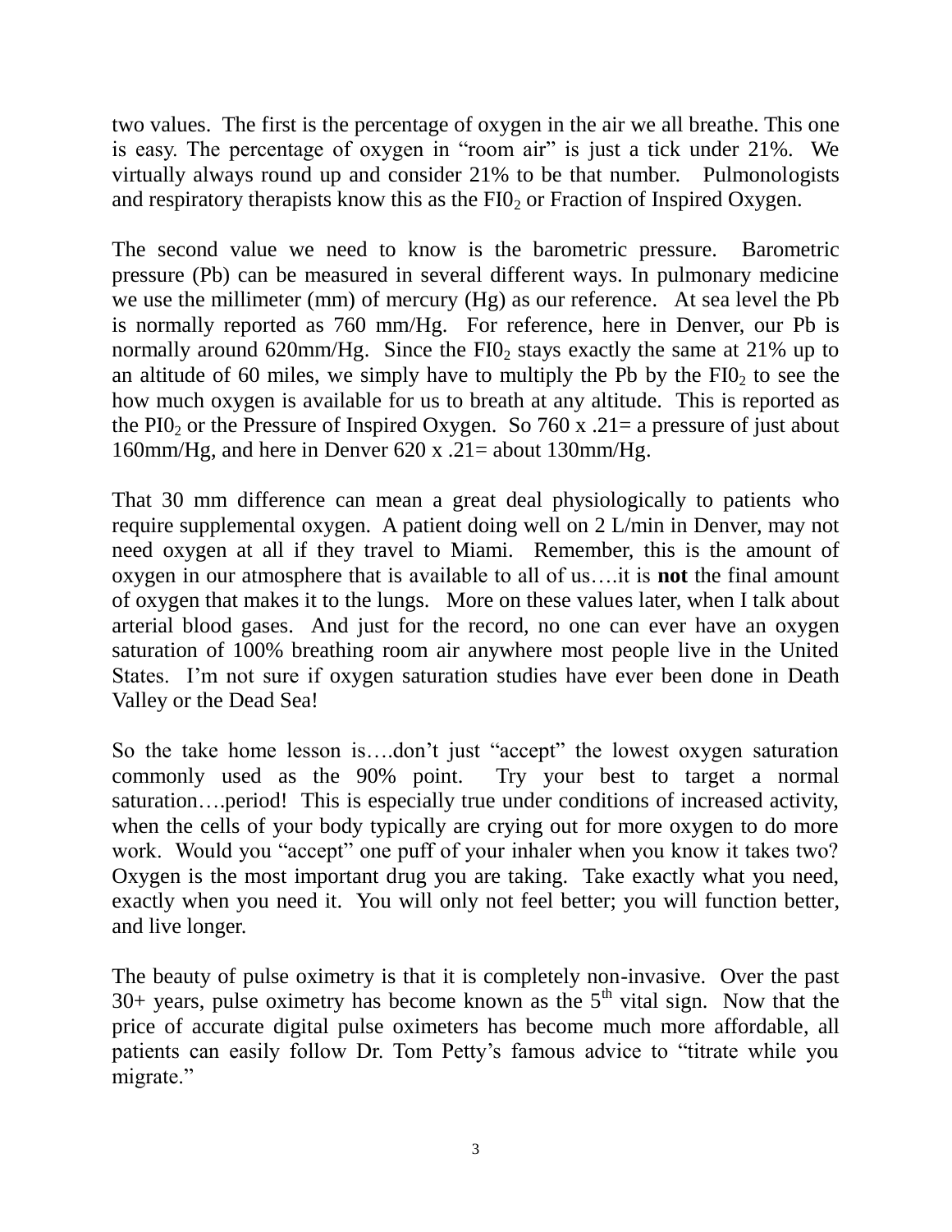two values. The first is the percentage of oxygen in the air we all breathe. This one is easy. The percentage of oxygen in "room air" is just a tick under 21%. We virtually always round up and consider 21% to be that number. Pulmonologists and respiratory therapists know this as the $FI0_2$ or Fraction of Inspired Oxygen.

The second value we need to know is the barometric pressure. Barometric pressure (Pb) can be measured in several different ways. In pulmonary medicine we use the millimeter (mm) of mercury (Hg) as our reference. At sea level the Pb is normally reported as 760 mm/Hg. For reference, here in Denver, our Pb is normally around 620mm/Hg. Since the $FI0_2$ stays exactly the same at 21% up to an altitude of 60 miles, we simply have to multiply the Pb by the $FI0_2$ to see the how much oxygen is available for us to breath at any altitude. This is reported as the $PI0_2$ or the Pressure of Inspired Oxygen. So 760 x .21= a pressure of just about 160mm/Hg, and here in Denver 620 x .21= about 130mm/Hg.

That 30 mm difference can mean a great deal physiologically to patients who require supplemental oxygen. A patient doing well on 2 L/min in Denver, may not need oxygen at all if they travel to Miami. Remember, this is the amount of oxygen in our atmosphere that is available to all of us….it is **not** the final amount of oxygen that makes it to the lungs. More on these values later, when I talk about arterial blood gases. And just for the record, no one can ever have an oxygen saturation of 100% breathing room air anywhere most people live in the United States. I'm not sure if oxygen saturation studies have ever been done in Death Valley or the Dead Sea!

So the take home lesson is….don't just "accept" the lowest oxygen saturation commonly used as the 90% point. Try your best to target a normal saturation….period! This is especially true under conditions of increased activity, when the cells of your body typically are crying out for more oxygen to do more work. Would you "accept" one puff of your inhaler when you know it takes two? Oxygen is the most important drug you are taking. Take exactly what you need, exactly when you need it. You will only not feel better; you will function better, and live longer.

The beauty of pulse oximetry is that it is completely non-invasive. Over the past 30+ years, pulse oximetry has become known as the 5th vital sign. Now that the price of accurate digital pulse oximeters has become much more affordable, all patients can easily follow Dr. Tom Petty's famous advice to "titrate while you migrate."